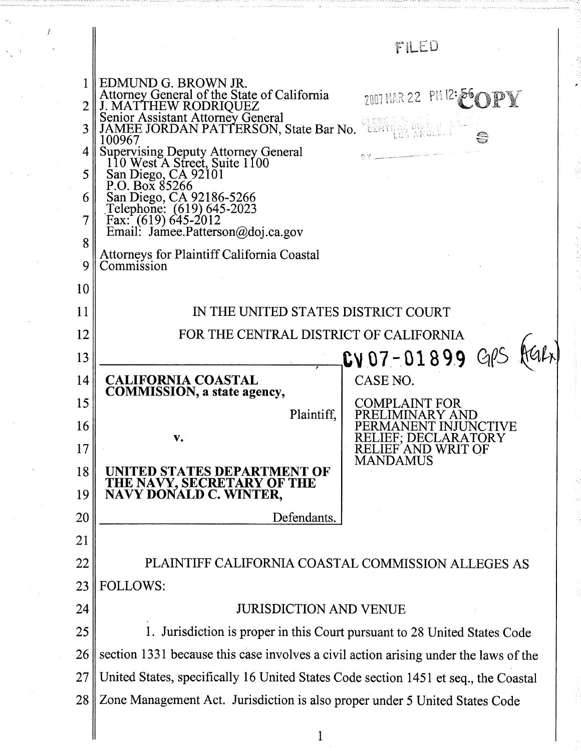FILED

EDMUND G. BROWN JR.
Attorney General of the State of California
J. MATTHEW RODRIQUEZ
Senior Assistant Attorney General
JAMEE JORDAN PATTERSON, State Bar No. 100967
Supervising Deputy Attorney General
110 West A Street, Suite 1100
San Diego, CA 92101
P.O. Box 85266
San Diego, CA 92186-5266
Telephone: (619) 645-2023
Fax: (619) 645-2012
Email: Jamee.Patterson@doj.ca.gov

Attorneys for Plaintiff California Coastal Commission

2007 MAR 22 PM 12:56 COPY

IN THE UNITED STATES DISTRICT COURT

FOR THE CENTRAL DISTRICT OF CALIFORNIA

| | |
|---|---|
| **CALIFORNIA COASTAL COMMISSION, a state agency,**<br><br>Plaintiff,<br><br>v.<br><br>**UNITED STATES DEPARTMENT OF THE NAVY, SECRETARY OF THE NAVY DONALD C. WINTER,**<br><br>Defendants. | CASE NO. CV 07-01899 GPS (AGRx)<br><br>COMPLAINT FOR PRELIMINARY AND PERMANENT INJUNCTIVE RELIEF; DECLARATORY RELIEF AND WRIT OF MANDAMUS |

PLAINTIFF CALIFORNIA COASTAL COMMISSION ALLEGES AS FOLLOWS:

## JURISDICTION AND VENUE

1. Jurisdiction is proper in this Court pursuant to 28 United States Code section 1331 because this case involves a civil action arising under the laws of the United States, specifically 16 United States Code section 1451 et seq., the Coastal Zone Management Act. Jurisdiction is also proper under 5 United States Code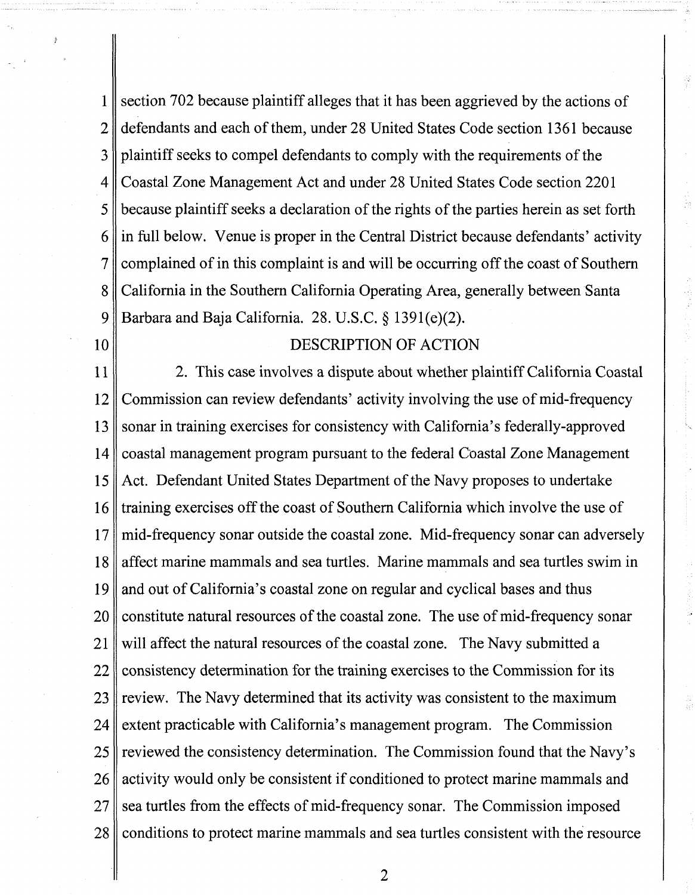section 702 because plaintiff alleges that it has been aggrieved by the actions of defendants and each of them, under 28 United States Code section 1361 because plaintiff seeks to compel defendants to comply with the requirements of the Coastal Zone Management Act and under 28 United States Code section 2201 because plaintiff seeks a declaration of the rights of the parties herein as set forth in full below. Venue is proper in the Central District because defendants' activity complained of in this complaint is and will be occurring off the coast of Southern California in the Southern California Operating Area, generally between Santa Barbara and Baja California. 28. U.S.C. § 1391(e)(2).

## DESCRIPTION OF ACTION

2. This case involves a dispute about whether plaintiff California Coastal Commission can review defendants' activity involving the use of mid-frequency sonar in training exercises for consistency with California's federally-approved coastal management program pursuant to the federal Coastal Zone Management Act. Defendant United States Department of the Navy proposes to undertake training exercises off the coast of Southern California which involve the use of mid-frequency sonar outside the coastal zone. Mid-frequency sonar can adversely affect marine mammals and sea turtles. Marine mammals and sea turtles swim in and out of California's coastal zone on regular and cyclical bases and thus constitute natural resources of the coastal zone. The use of mid-frequency sonar will affect the natural resources of the coastal zone. The Navy submitted a consistency determination for the training exercises to the Commission for its review. The Navy determined that its activity was consistent to the maximum extent practicable with California's management program. The Commission reviewed the consistency determination. The Commission found that the Navy's activity would only be consistent if conditioned to protect marine mammals and sea turtles from the effects of mid-frequency sonar. The Commission imposed conditions to protect marine mammals and sea turtles consistent with the resource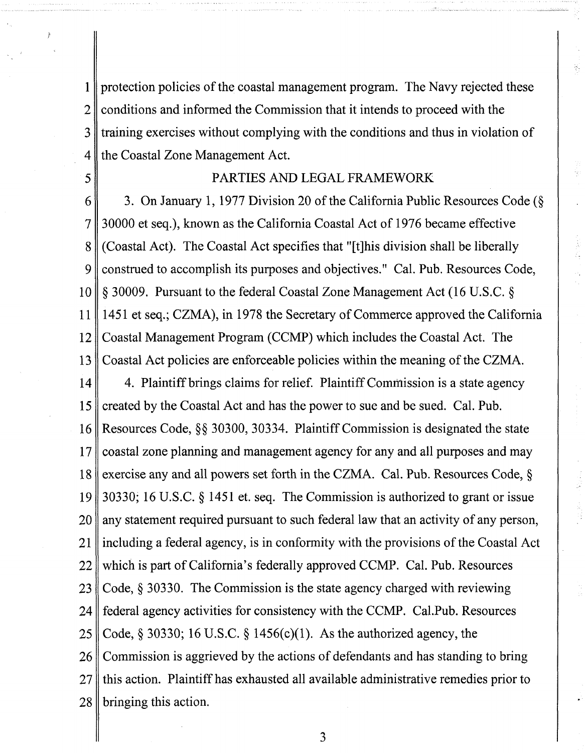protection policies of the coastal management program. The Navy rejected these conditions and informed the Commission that it intends to proceed with the training exercises without complying with the conditions and thus in violation of the Coastal Zone Management Act.

## PARTIES AND LEGAL FRAMEWORK

3. On January 1, 1977 Division 20 of the California Public Resources Code (§ 30000 et seq.), known as the California Coastal Act of 1976 became effective (Coastal Act). The Coastal Act specifies that "[t]his division shall be liberally construed to accomplish its purposes and objectives." Cal. Pub. Resources Code, § 30009. Pursuant to the federal Coastal Zone Management Act (16 U.S.C. § 1451 et seq.; CZMA), in 1978 the Secretary of Commerce approved the California Coastal Management Program (CCMP) which includes the Coastal Act. The Coastal Act policies are enforceable policies within the meaning of the CZMA.

4. Plaintiff brings claims for relief. Plaintiff Commission is a state agency created by the Coastal Act and has the power to sue and be sued. Cal. Pub. Resources Code, §§ 30300, 30334. Plaintiff Commission is designated the state coastal zone planning and management agency for any and all purposes and may exercise any and all powers set forth in the CZMA. Cal. Pub. Resources Code, § 30330; 16 U.S.C. § 1451 et. seq. The Commission is authorized to grant or issue any statement required pursuant to such federal law that an activity of any person, including a federal agency, is in conformity with the provisions of the Coastal Act which is part of California's federally approved CCMP. Cal. Pub. Resources Code, § 30330. The Commission is the state agency charged with reviewing federal agency activities for consistency with the CCMP. Cal.Pub. Resources Code, § 30330; 16 U.S.C. § 1456(c)(1). As the authorized agency, the Commission is aggrieved by the actions of defendants and has standing to bring this action. Plaintiff has exhausted all available administrative remedies prior to bringing this action.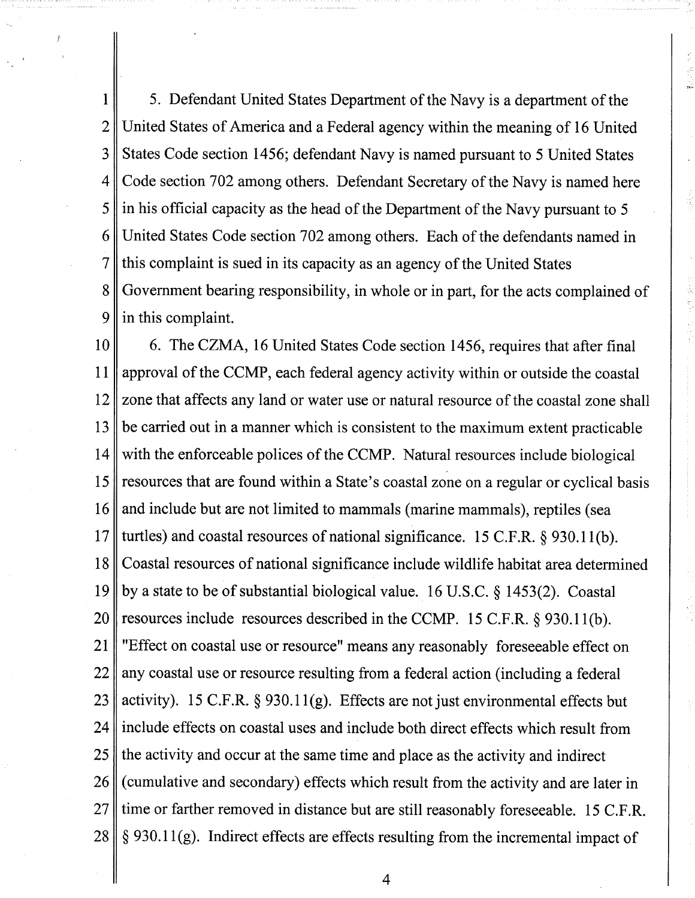5. Defendant United States Department of the Navy is a department of the United States of America and a Federal agency within the meaning of 16 United States Code section 1456; defendant Navy is named pursuant to 5 United States Code section 702 among others. Defendant Secretary of the Navy is named here in his official capacity as the head of the Department of the Navy pursuant to 5 United States Code section 702 among others. Each of the defendants named in this complaint is sued in its capacity as an agency of the United States Government bearing responsibility, in whole or in part, for the acts complained of in this complaint.

6. The CZMA, 16 United States Code section 1456, requires that after final approval of the CCMP, each federal agency activity within or outside the coastal zone that affects any land or water use or natural resource of the coastal zone shall be carried out in a manner which is consistent to the maximum extent practicable with the enforceable polices of the CCMP. Natural resources include biological resources that are found within a State's coastal zone on a regular or cyclical basis and include but are not limited to mammals (marine mammals), reptiles (sea turtles) and coastal resources of national significance. 15 C.F.R. § 930.11(b). Coastal resources of national significance include wildlife habitat area determined by a state to be of substantial biological value. 16 U.S.C. § 1453(2). Coastal resources include resources described in the CCMP. 15 C.F.R. § 930.11(b). "Effect on coastal use or resource" means any reasonably foreseeable effect on any coastal use or resource resulting from a federal action (including a federal activity). 15 C.F.R. § 930.11(g). Effects are not just environmental effects but include effects on coastal uses and include both direct effects which result from the activity and occur at the same time and place as the activity and indirect (cumulative and secondary) effects which result from the activity and are later in time or farther removed in distance but are still reasonably foreseeable. 15 C.F.R. § 930.11(g). Indirect effects are effects resulting from the incremental impact of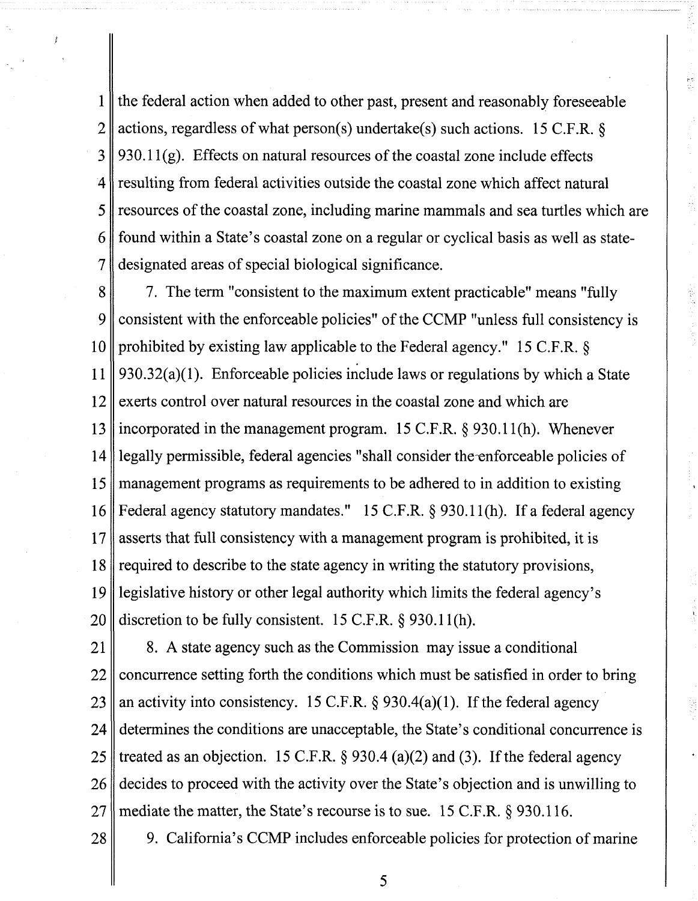the federal action when added to other past, present and reasonably foreseeable actions, regardless of what person(s) undertake(s) such actions. 15 C.F.R. § 930.11(g). Effects on natural resources of the coastal zone include effects resulting from federal activities outside the coastal zone which affect natural resources of the coastal zone, including marine mammals and sea turtles which are found within a State's coastal zone on a regular or cyclical basis as well as state-designated areas of special biological significance.

7. The term "consistent to the maximum extent practicable" means "fully consistent with the enforceable policies" of the CCMP "unless full consistency is prohibited by existing law applicable to the Federal agency." 15 C.F.R. § 930.32(a)(1). Enforceable policies include laws or regulations by which a State exerts control over natural resources in the coastal zone and which are incorporated in the management program. 15 C.F.R. § 930.11(h). Whenever legally permissible, federal agencies "shall consider the enforceable policies of management programs as requirements to be adhered to in addition to existing Federal agency statutory mandates." 15 C.F.R. § 930.11(h). If a federal agency asserts that full consistency with a management program is prohibited, it is required to describe to the state agency in writing the statutory provisions, legislative history or other legal authority which limits the federal agency's discretion to be fully consistent. 15 C.F.R. § 930.11(h).

8. A state agency such as the Commission may issue a conditional concurrence setting forth the conditions which must be satisfied in order to bring an activity into consistency. 15 C.F.R. § 930.4(a)(1). If the federal agency determines the conditions are unacceptable, the State's conditional concurrence is treated as an objection. 15 C.F.R. § 930.4 (a)(2) and (3). If the federal agency decides to proceed with the activity over the State's objection and is unwilling to mediate the matter, the State's recourse is to sue. 15 C.F.R. § 930.116.

9. California's CCMP includes enforceable policies for protection of marine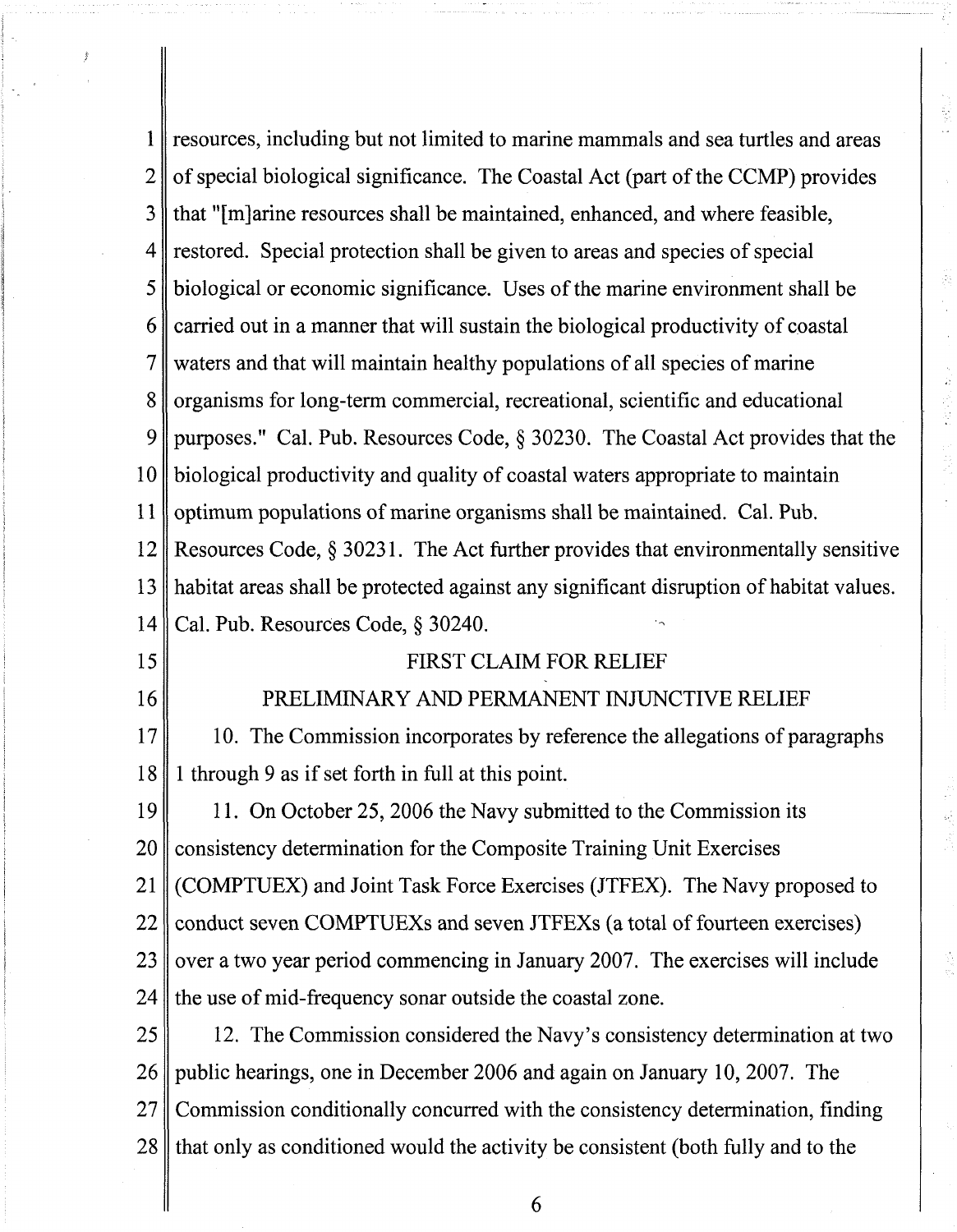resources, including but not limited to marine mammals and sea turtles and areas of special biological significance. The Coastal Act (part of the CCMP) provides that "[m]arine resources shall be maintained, enhanced, and where feasible, restored. Special protection shall be given to areas and species of special biological or economic significance. Uses of the marine environment shall be carried out in a manner that will sustain the biological productivity of coastal waters and that will maintain healthy populations of all species of marine organisms for long-term commercial, recreational, scientific and educational purposes." Cal. Pub. Resources Code, § 30230. The Coastal Act provides that the biological productivity and quality of coastal waters appropriate to maintain optimum populations of marine organisms shall be maintained. Cal. Pub. Resources Code, § 30231. The Act further provides that environmentally sensitive habitat areas shall be protected against any significant disruption of habitat values. Cal. Pub. Resources Code, § 30240.

FIRST CLAIM FOR RELIEF

PRELIMINARY AND PERMANENT INJUNCTIVE RELIEF

10. The Commission incorporates by reference the allegations of paragraphs 1 through 9 as if set forth in full at this point.

11. On October 25, 2006 the Navy submitted to the Commission its consistency determination for the Composite Training Unit Exercises (COMPTUEX) and Joint Task Force Exercises (JTFEX). The Navy proposed to conduct seven COMPTUEXs and seven JTFEXs (a total of fourteen exercises) over a two year period commencing in January 2007. The exercises will include the use of mid-frequency sonar outside the coastal zone.

12. The Commission considered the Navy's consistency determination at two public hearings, one in December 2006 and again on January 10, 2007. The Commission conditionally concurred with the consistency determination, finding that only as conditioned would the activity be consistent (both fully and to the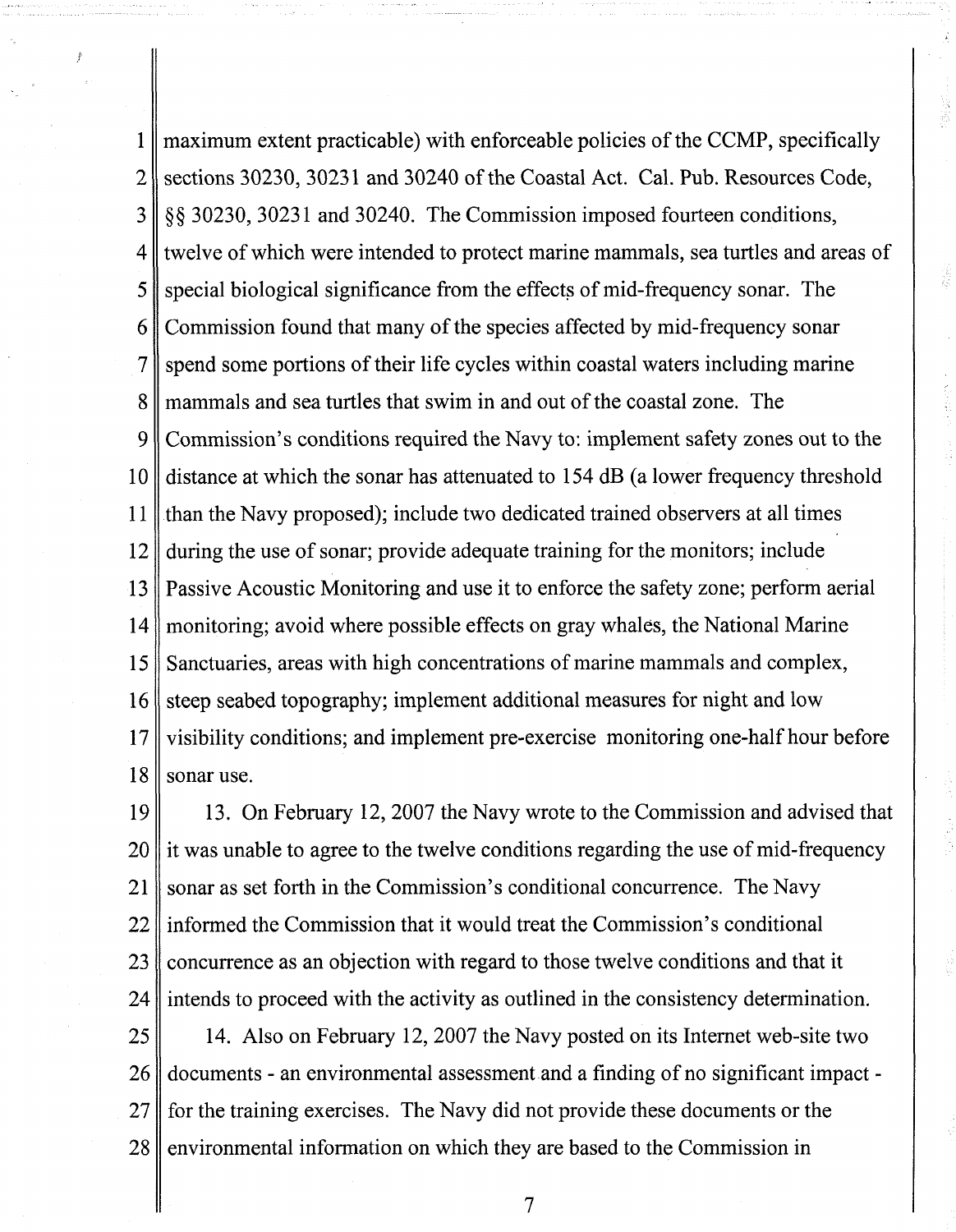maximum extent practicable) with enforceable policies of the CCMP, specifically sections 30230, 30231 and 30240 of the Coastal Act. Cal. Pub. Resources Code, §§ 30230, 30231 and 30240. The Commission imposed fourteen conditions, twelve of which were intended to protect marine mammals, sea turtles and areas of special biological significance from the effects of mid-frequency sonar. The Commission found that many of the species affected by mid-frequency sonar spend some portions of their life cycles within coastal waters including marine mammals and sea turtles that swim in and out of the coastal zone. The Commission's conditions required the Navy to: implement safety zones out to the distance at which the sonar has attenuated to 154 dB (a lower frequency threshold than the Navy proposed); include two dedicated trained observers at all times during the use of sonar; provide adequate training for the monitors; include Passive Acoustic Monitoring and use it to enforce the safety zone; perform aerial monitoring; avoid where possible effects on gray whales, the National Marine Sanctuaries, areas with high concentrations of marine mammals and complex, steep seabed topography; implement additional measures for night and low visibility conditions; and implement pre-exercise monitoring one-half hour before sonar use.

13. On February 12, 2007 the Navy wrote to the Commission and advised that it was unable to agree to the twelve conditions regarding the use of mid-frequency sonar as set forth in the Commission's conditional concurrence. The Navy informed the Commission that it would treat the Commission's conditional concurrence as an objection with regard to those twelve conditions and that it intends to proceed with the activity as outlined in the consistency determination.

14. Also on February 12, 2007 the Navy posted on its Internet web-site two documents - an environmental assessment and a finding of no significant impact - for the training exercises. The Navy did not provide these documents or the environmental information on which they are based to the Commission in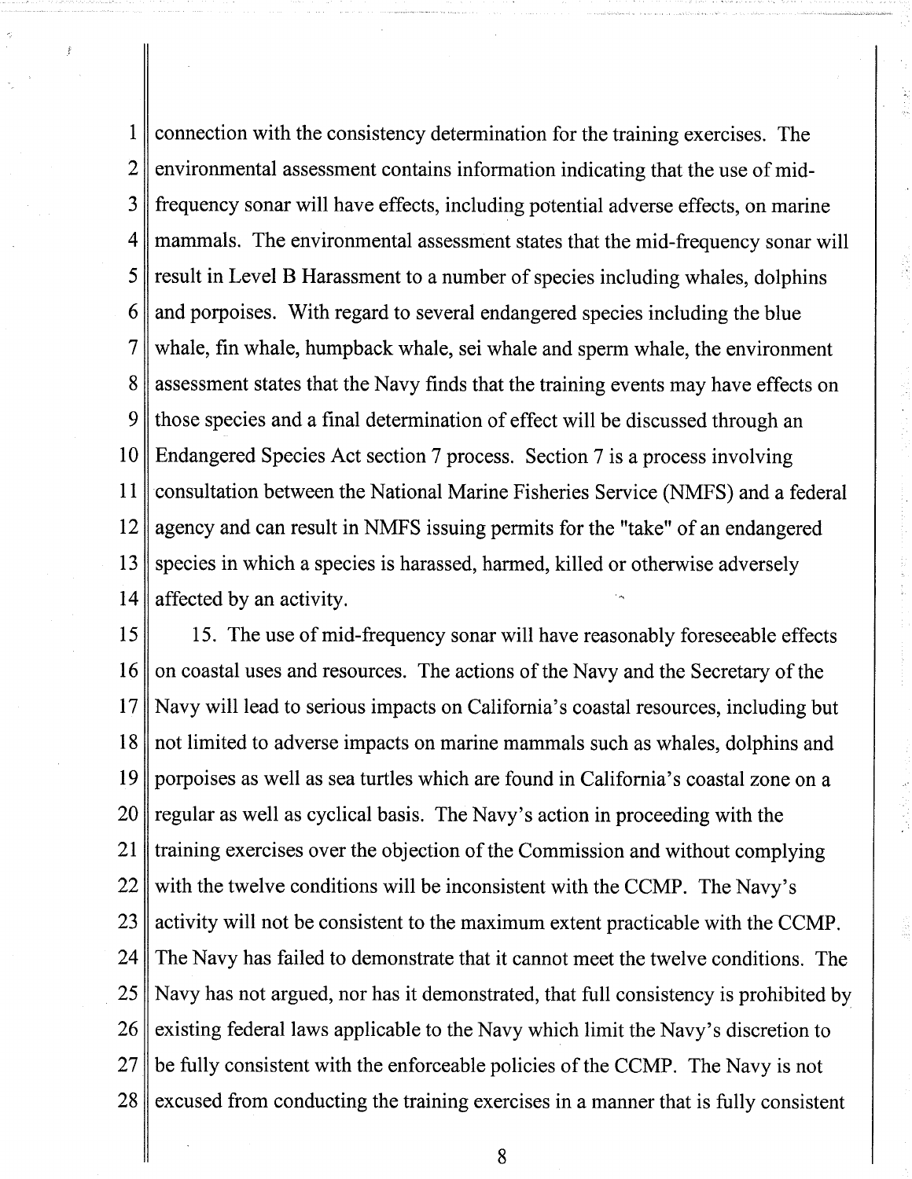connection with the consistency determination for the training exercises. The environmental assessment contains information indicating that the use of mid-frequency sonar will have effects, including potential adverse effects, on marine mammals. The environmental assessment states that the mid-frequency sonar will result in Level B Harassment to a number of species including whales, dolphins and porpoises. With regard to several endangered species including the blue whale, fin whale, humpback whale, sei whale and sperm whale, the environment assessment states that the Navy finds that the training events may have effects on those species and a final determination of effect will be discussed through an Endangered Species Act section 7 process. Section 7 is a process involving consultation between the National Marine Fisheries Service (NMFS) and a federal agency and can result in NMFS issuing permits for the "take" of an endangered species in which a species is harassed, harmed, killed or otherwise adversely affected by an activity.

15. The use of mid-frequency sonar will have reasonably foreseeable effects on coastal uses and resources. The actions of the Navy and the Secretary of the Navy will lead to serious impacts on California's coastal resources, including but not limited to adverse impacts on marine mammals such as whales, dolphins and porpoises as well as sea turtles which are found in California's coastal zone on a regular as well as cyclical basis. The Navy's action in proceeding with the training exercises over the objection of the Commission and without complying with the twelve conditions will be inconsistent with the CCMP. The Navy's activity will not be consistent to the maximum extent practicable with the CCMP. The Navy has failed to demonstrate that it cannot meet the twelve conditions. The Navy has not argued, nor has it demonstrated, that full consistency is prohibited by existing federal laws applicable to the Navy which limit the Navy's discretion to be fully consistent with the enforceable policies of the CCMP. The Navy is not excused from conducting the training exercises in a manner that is fully consistent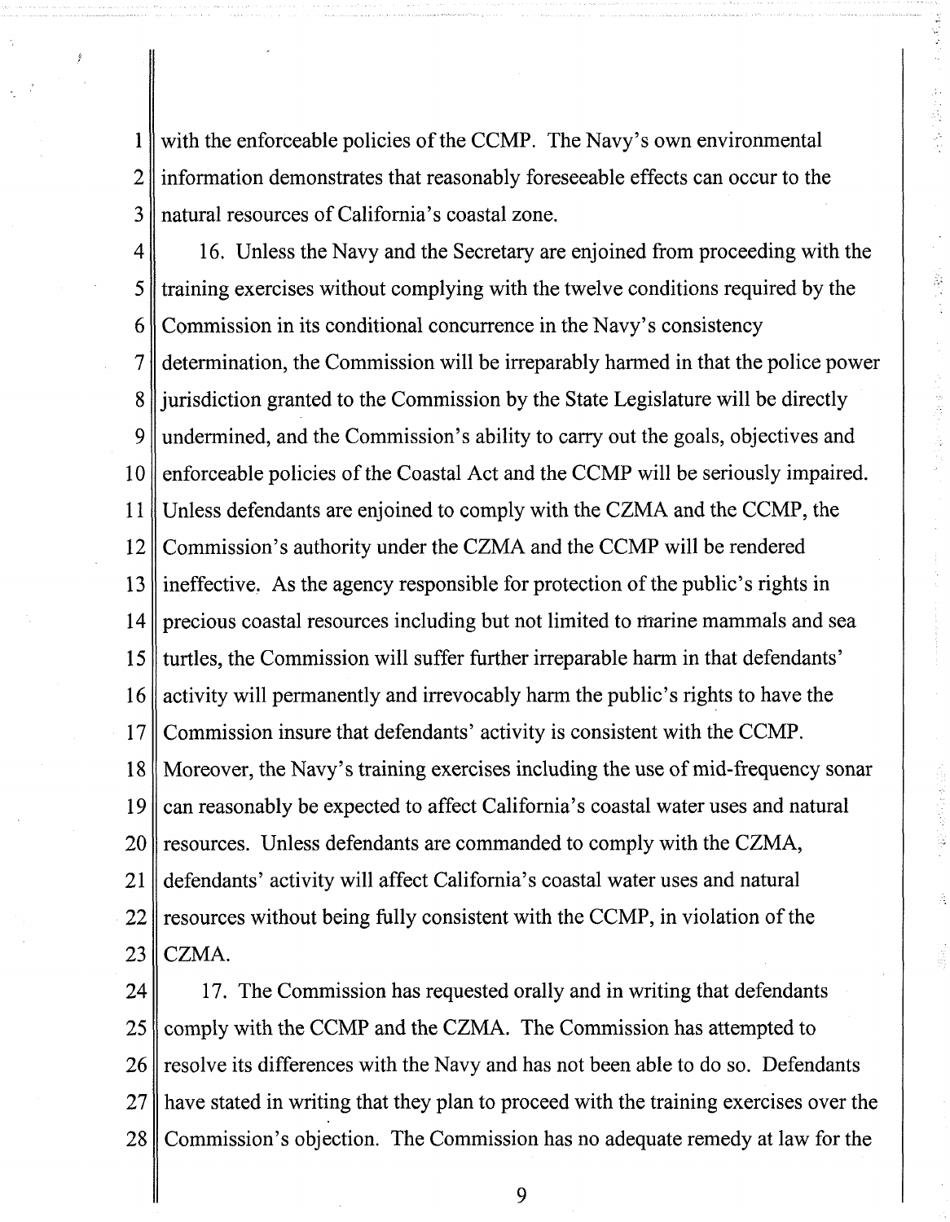with the enforceable policies of the CCMP. The Navy's own environmental information demonstrates that reasonably foreseeable effects can occur to the natural resources of California's coastal zone.

16. Unless the Navy and the Secretary are enjoined from proceeding with the training exercises without complying with the twelve conditions required by the Commission in its conditional concurrence in the Navy's consistency determination, the Commission will be irreparably harmed in that the police power jurisdiction granted to the Commission by the State Legislature will be directly undermined, and the Commission's ability to carry out the goals, objectives and enforceable policies of the Coastal Act and the CCMP will be seriously impaired. Unless defendants are enjoined to comply with the CZMA and the CCMP, the Commission's authority under the CZMA and the CCMP will be rendered ineffective. As the agency responsible for protection of the public's rights in precious coastal resources including but not limited to marine mammals and sea turtles, the Commission will suffer further irreparable harm in that defendants' activity will permanently and irrevocably harm the public's rights to have the Commission insure that defendants' activity is consistent with the CCMP. Moreover, the Navy's training exercises including the use of mid-frequency sonar can reasonably be expected to affect California's coastal water uses and natural resources. Unless defendants are commanded to comply with the CZMA, defendants' activity will affect California's coastal water uses and natural resources without being fully consistent with the CCMP, in violation of the CZMA.

17. The Commission has requested orally and in writing that defendants comply with the CCMP and the CZMA. The Commission has attempted to resolve its differences with the Navy and has not been able to do so. Defendants have stated in writing that they plan to proceed with the training exercises over the Commission's objection. The Commission has no adequate remedy at law for the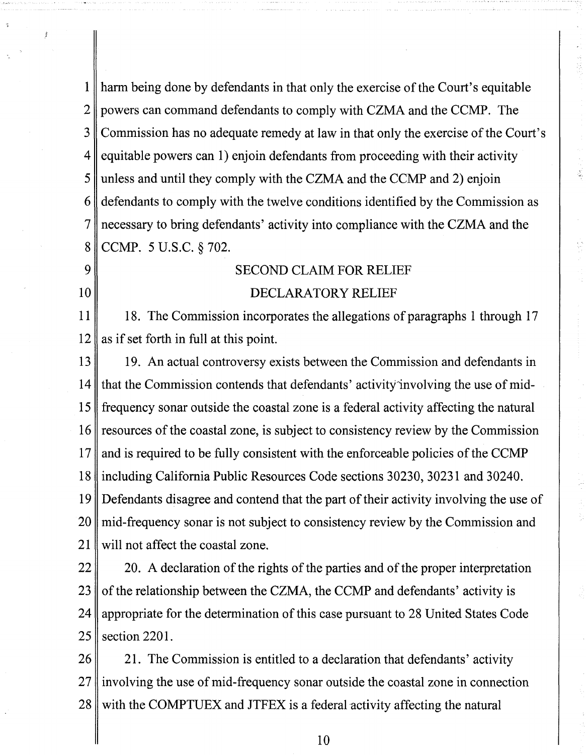harm being done by defendants in that only the exercise of the Court's equitable powers can command defendants to comply with CZMA and the CCMP. The Commission has no adequate remedy at law in that only the exercise of the Court's equitable powers can 1) enjoin defendants from proceeding with their activity unless and until they comply with the CZMA and the CCMP and 2) enjoin defendants to comply with the twelve conditions identified by the Commission as necessary to bring defendants' activity into compliance with the CZMA and the CCMP. 5 U.S.C. § 702.

## SECOND CLAIM FOR RELIEF

## DECLARATORY RELIEF

18. The Commission incorporates the allegations of paragraphs 1 through 17 as if set forth in full at this point.

19. An actual controversy exists between the Commission and defendants in that the Commission contends that defendants' activity involving the use of mid-frequency sonar outside the coastal zone is a federal activity affecting the natural resources of the coastal zone, is subject to consistency review by the Commission and is required to be fully consistent with the enforceable policies of the CCMP including California Public Resources Code sections 30230, 30231 and 30240. Defendants disagree and contend that the part of their activity involving the use of mid-frequency sonar is not subject to consistency review by the Commission and will not affect the coastal zone.

20. A declaration of the rights of the parties and of the proper interpretation of the relationship between the CZMA, the CCMP and defendants' activity is appropriate for the determination of this case pursuant to 28 United States Code section 2201.

21. The Commission is entitled to a declaration that defendants' activity involving the use of mid-frequency sonar outside the coastal zone in connection with the COMPTUEX and JTFEX is a federal activity affecting the natural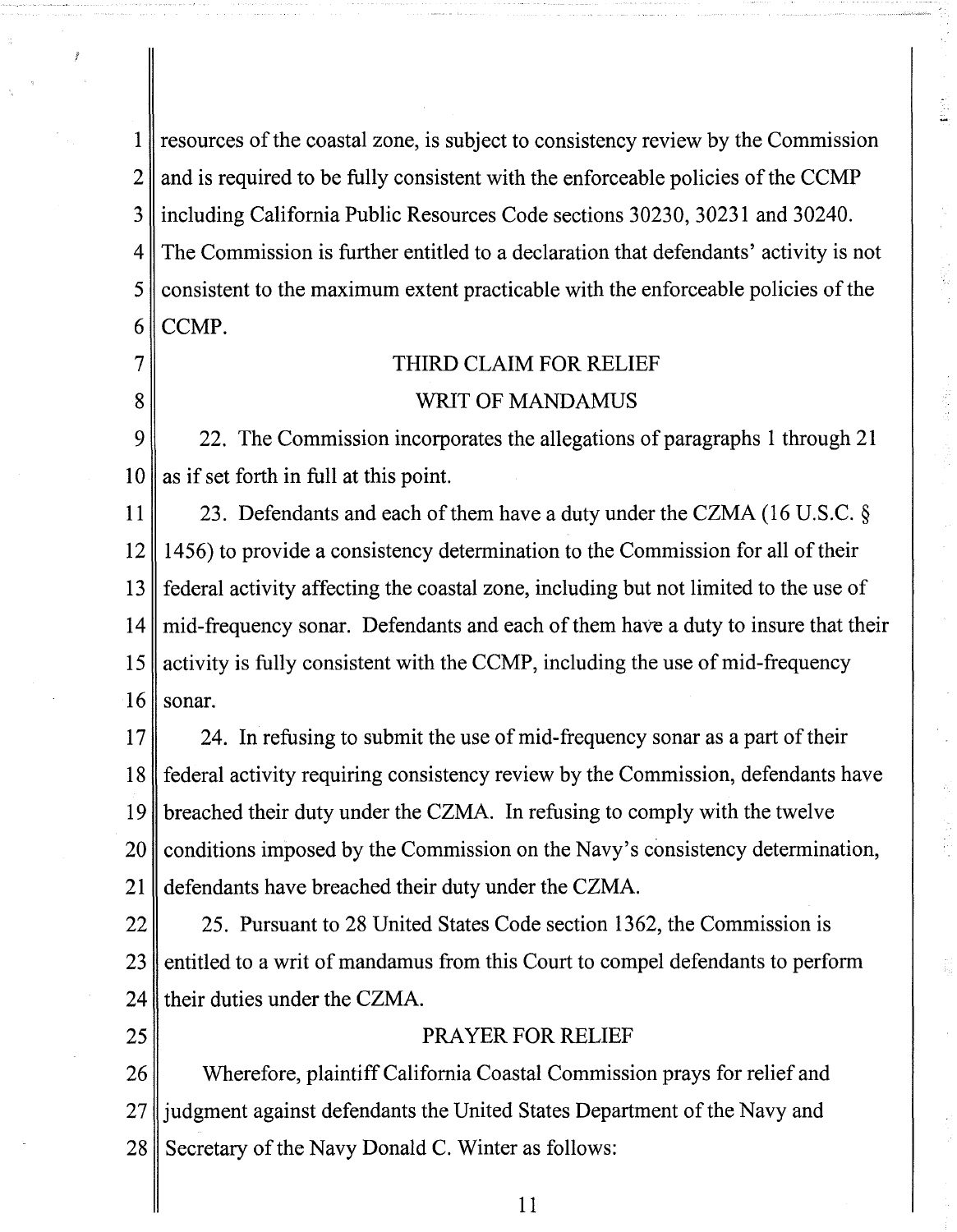resources of the coastal zone, is subject to consistency review by the Commission and is required to be fully consistent with the enforceable policies of the CCMP including California Public Resources Code sections 30230, 30231 and 30240. The Commission is further entitled to a declaration that defendants' activity is not consistent to the maximum extent practicable with the enforceable policies of the CCMP.

## THIRD CLAIM FOR RELIEF

## WRIT OF MANDAMUS

22. The Commission incorporates the allegations of paragraphs 1 through 21 as if set forth in full at this point.

23. Defendants and each of them have a duty under the CZMA (16 U.S.C. § 1456) to provide a consistency determination to the Commission for all of their federal activity affecting the coastal zone, including but not limited to the use of mid-frequency sonar. Defendants and each of them have a duty to insure that their activity is fully consistent with the CCMP, including the use of mid-frequency sonar.

24. In refusing to submit the use of mid-frequency sonar as a part of their federal activity requiring consistency review by the Commission, defendants have breached their duty under the CZMA. In refusing to comply with the twelve conditions imposed by the Commission on the Navy's consistency determination, defendants have breached their duty under the CZMA.

25. Pursuant to 28 United States Code section 1362, the Commission is entitled to a writ of mandamus from this Court to compel defendants to perform their duties under the CZMA.

## PRAYER FOR RELIEF

Wherefore, plaintiff California Coastal Commission prays for relief and judgment against defendants the United States Department of the Navy and Secretary of the Navy Donald C. Winter as follows: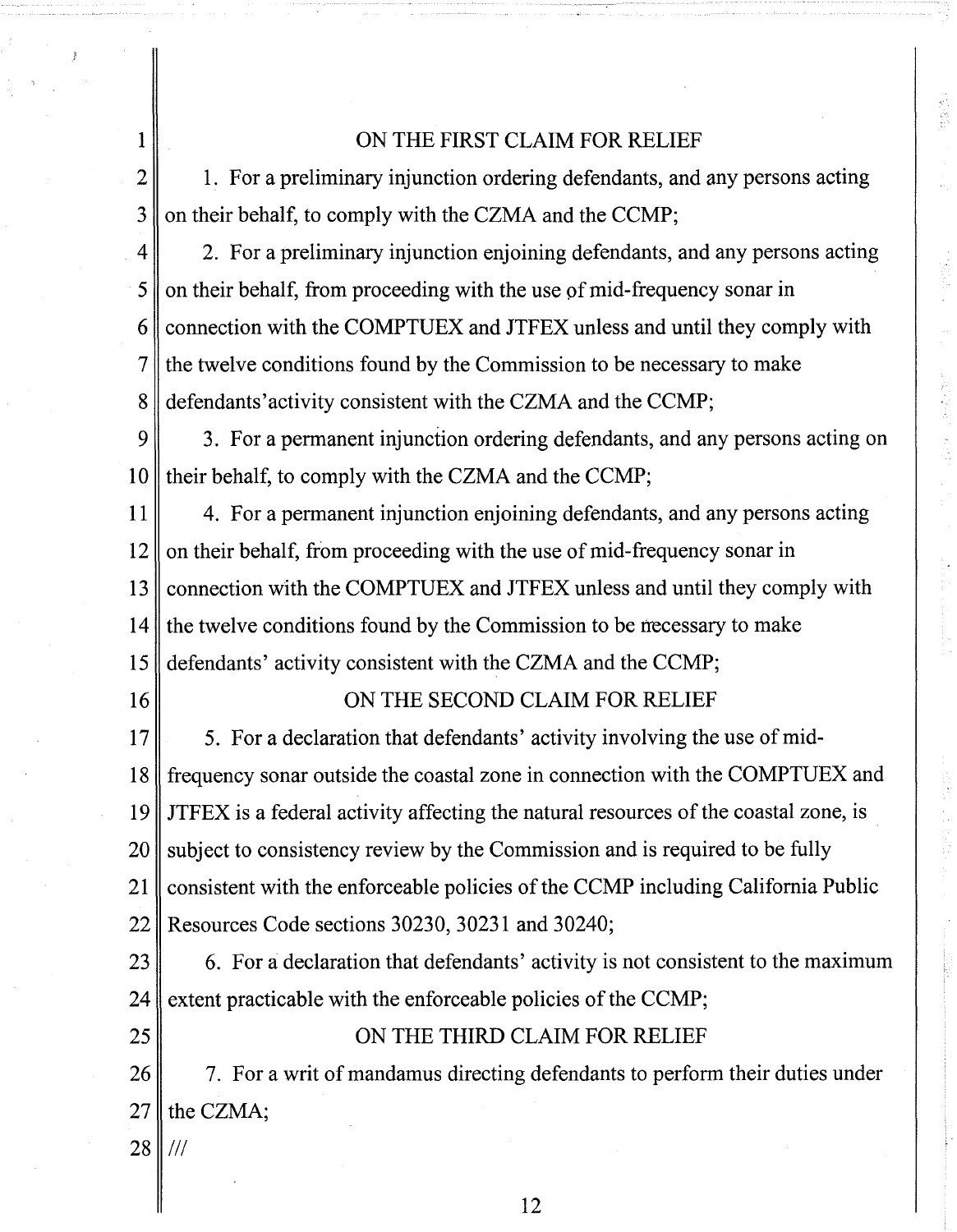ON THE FIRST CLAIM FOR RELIEF

1. For a preliminary injunction ordering defendants, and any persons acting on their behalf, to comply with the CZMA and the CCMP;

2. For a preliminary injunction enjoining defendants, and any persons acting on their behalf, from proceeding with the use of mid-frequency sonar in connection with the COMPTUEX and JTFEX unless and until they comply with the twelve conditions found by the Commission to be necessary to make defendants'activity consistent with the CZMA and the CCMP;

3. For a permanent injunction ordering defendants, and any persons acting on their behalf, to comply with the CZMA and the CCMP;

4. For a permanent injunction enjoining defendants, and any persons acting on their behalf, from proceeding with the use of mid-frequency sonar in connection with the COMPTUEX and JTFEX unless and until they comply with the twelve conditions found by the Commission to be necessary to make defendants' activity consistent with the CZMA and the CCMP;

ON THE SECOND CLAIM FOR RELIEF

5. For a declaration that defendants' activity involving the use of mid-frequency sonar outside the coastal zone in connection with the COMPTUEX and JTFEX is a federal activity affecting the natural resources of the coastal zone, is subject to consistency review by the Commission and is required to be fully consistent with the enforceable policies of the CCMP including California Public Resources Code sections 30230, 30231 and 30240;

6. For a declaration that defendants' activity is not consistent to the maximum extent practicable with the enforceable policies of the CCMP;

ON THE THIRD CLAIM FOR RELIEF

7. For a writ of mandamus directing defendants to perform their duties under the CZMA;

///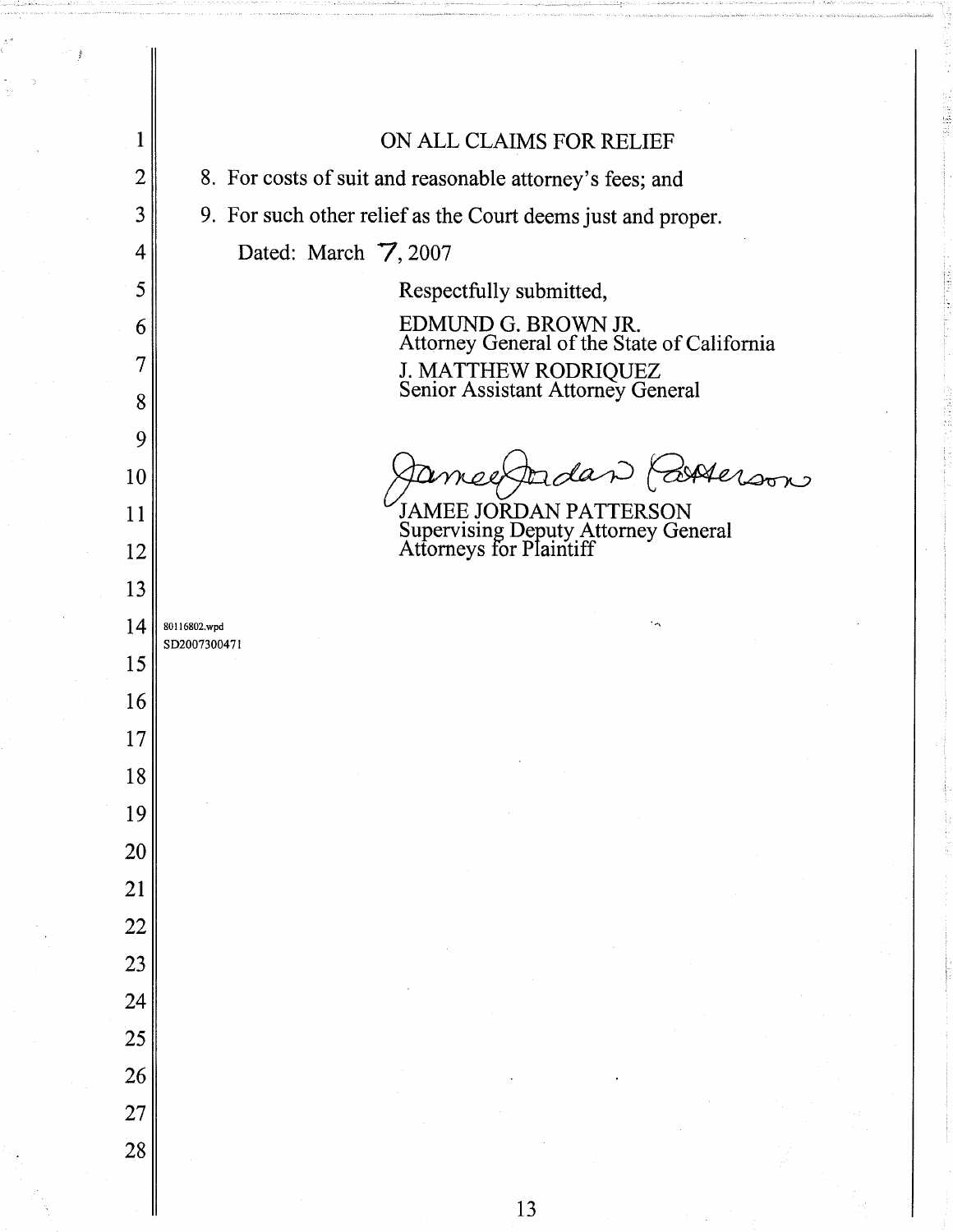ON ALL CLAIMS FOR RELIEF

8. For costs of suit and reasonable attorney's fees; and

9. For such other relief as the Court deems just and proper.

Dated: March 7, 2007

Respectfully submitted,

EDMUND G. BROWN JR.
Attorney General of the State of California

J. MATTHEW RODRIQUEZ
Senior Assistant Attorney General

JAMEE JORDAN PATTERSON
Supervising Deputy Attorney General
Attorneys for Plaintiff

80116802.wpd
SD2007300471